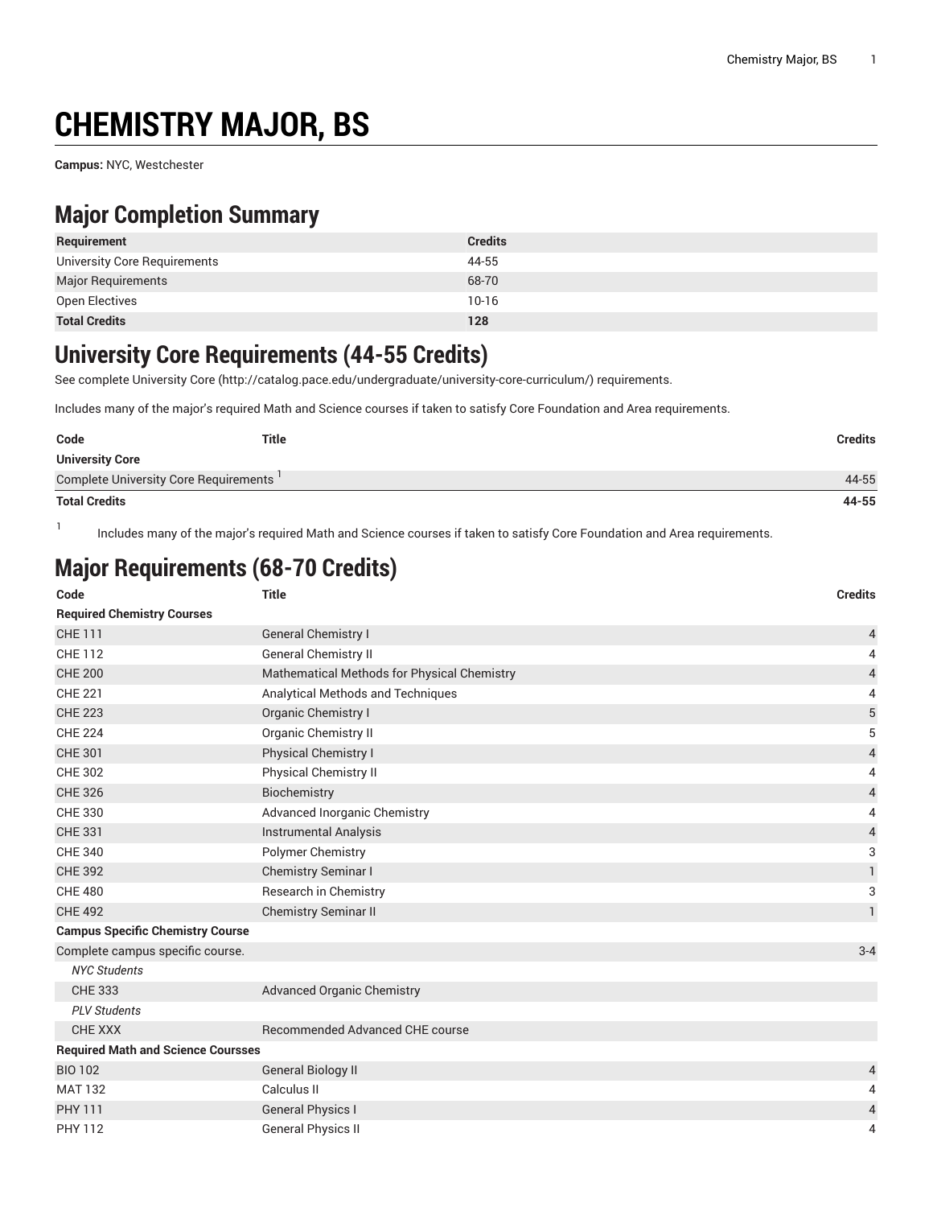# CHEMISTRY MAJOR, BS

**Campus:** NYC, Westchester

## Major Completion Summary

| Requirement | Credits |
|---|---|
| University Core Requirements | 44-55 |
| Major Requirements | 68-70 |
| Open Electives | 10-16 |
| **Total Credits** | **128** |

## University Core Requirements (44-55 Credits)

See complete University Core (http://catalog.pace.edu/undergraduate/university-core-curriculum/) requirements.

Includes many of the major's required Math and Science courses if taken to satisfy Core Foundation and Area requirements.

| Code | Title | Credits |
|---|---|---|
| **University Core** | | |
| Complete University Core Requirements [1] | | 44-55 |
| **Total Credits** | | **44-55** |

[1] Includes many of the major's required Math and Science courses if taken to satisfy Core Foundation and Area requirements.

## Major Requirements (68-70 Credits)

| Code | Title | Credits |
|---|---|---|
| **Required Chemistry Courses** | | |
| CHE 111 | General Chemistry I | 4 |
| CHE 112 | General Chemistry II | 4 |
| CHE 200 | Mathematical Methods for Physical Chemistry | 4 |
| CHE 221 | Analytical Methods and Techniques | 4 |
| CHE 223 | Organic Chemistry I | 5 |
| CHE 224 | Organic Chemistry II | 5 |
| CHE 301 | Physical Chemistry I | 4 |
| CHE 302 | Physical Chemistry II | 4 |
| CHE 326 | Biochemistry | 4 |
| CHE 330 | Advanced Inorganic Chemistry | 4 |
| CHE 331 | Instrumental Analysis | 4 |
| CHE 340 | Polymer Chemistry | 3 |
| CHE 392 | Chemistry Seminar I | 1 |
| CHE 480 | Research in Chemistry | 3 |
| CHE 492 | Chemistry Seminar II | 1 |
| **Campus Specific Chemistry Course** | | |
| Complete campus specific course. | | 3-4 |
| *NYC Students* | | |
| CHE 333 | Advanced Organic Chemistry | |
| *PLV Students* | | |
| CHE XXX | Recommended Advanced CHE course | |
| **Required Math and Science Coursses** | | |
| BIO 102 | General Biology II | 4 |
| MAT 132 | Calculus II | 4 |
| PHY 111 | General Physics I | 4 |
| PHY 112 | General Physics II | 4 |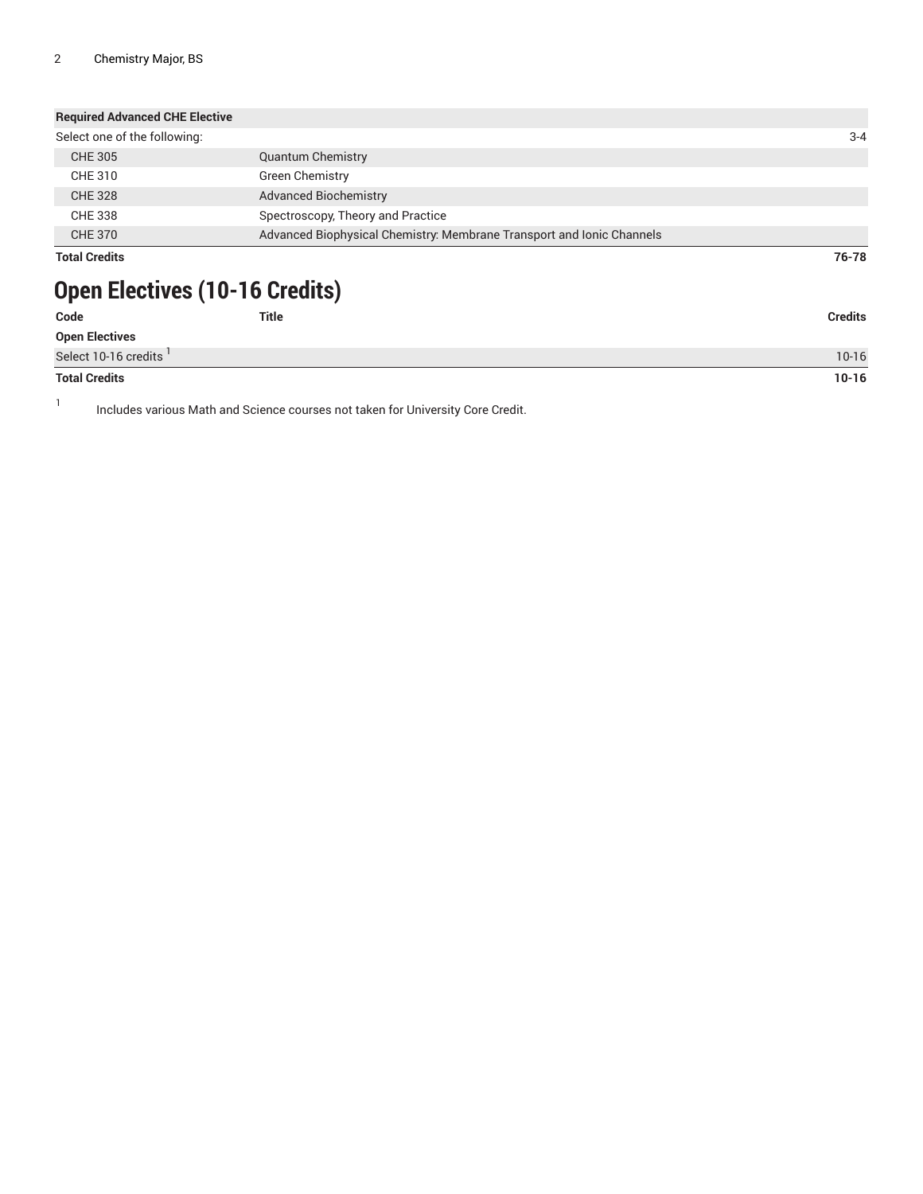| | | |
|---|---|---|
| **Required Advanced CHE Elective** | | |
| Select one of the following: | | 3-4 |
| CHE 305 | Quantum Chemistry | |
| CHE 310 | Green Chemistry | |
| CHE 328 | Advanced Biochemistry | |
| CHE 338 | Spectroscopy, Theory and Practice | |
| CHE 370 | Advanced Biophysical Chemistry: Membrane Transport and Ionic Channels | |
| **Total Credits** | | **76-78** |

## Open Electives (10-16 Credits)

| Code | Title | Credits |
|---|---|---|
| **Open Electives** | | |
| Select 10-16 credits [1] | | 10-16 |
| **Total Credits** | | **10-16** |

[1] Includes various Math and Science courses not taken for University Core Credit.